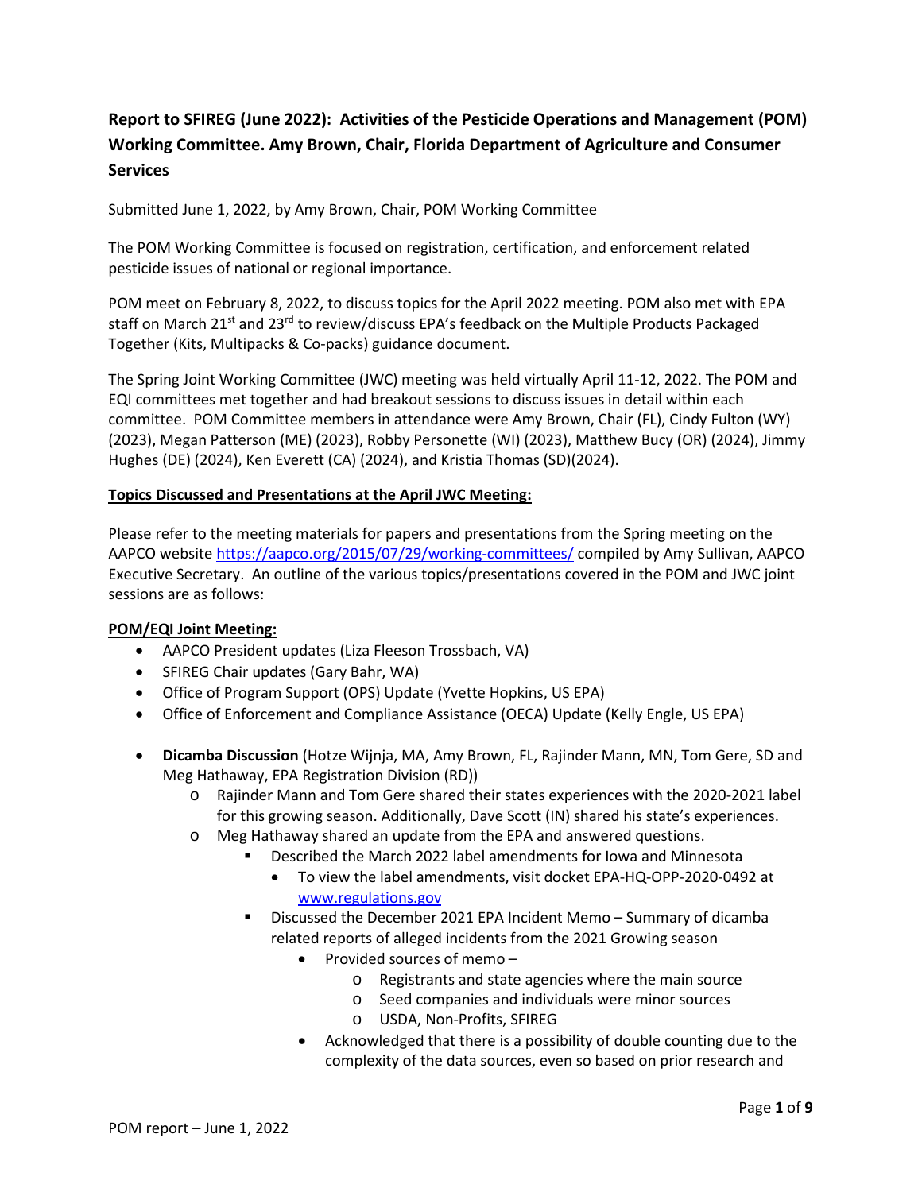# Report to SFIREG (June 2022): Activities of the Pesticide Operations and Management (POM) Working Committee. Amy Brown, Chair, Florida Department of Agriculture and Consumer Services

Submitted June 1, 2022, by Amy Brown, Chair, POM Working Committee

The POM Working Committee is focused on registration, certification, and enforcement related pesticide issues of national or regional importance.

POM meet on February 8, 2022, to discuss topics for the April 2022 meeting. POM also met with EPA staff on March 21st and 23rd to review/discuss EPA's feedback on the Multiple Products Packaged Together (Kits, Multipacks & Co-packs) guidance document.

The Spring Joint Working Committee (JWC) meeting was held virtually April 11-12, 2022. The POM and EQI committees met together and had breakout sessions to discuss issues in detail within each committee. POM Committee members in attendance were Amy Brown, Chair (FL), Cindy Fulton (WY) (2023), Megan Patterson (ME) (2023), Robby Personette (WI) (2023), Matthew Bucy (OR) (2024), Jimmy Hughes (DE) (2024), Ken Everett (CA) (2024), and Kristia Thomas (SD)(2024).

**Topics Discussed and Presentations at the April JWC Meeting:**

Please refer to the meeting materials for papers and presentations from the Spring meeting on the AAPCO website https://aapco.org/2015/07/29/working-committees/ compiled by Amy Sullivan, AAPCO Executive Secretary. An outline of the various topics/presentations covered in the POM and JWC joint sessions are as follows:

**POM/EQI Joint Meeting:**

- AAPCO President updates (Liza Fleeson Trossbach, VA)
- SFIREG Chair updates (Gary Bahr, WA)
- Office of Program Support (OPS) Update (Yvette Hopkins, US EPA)
- Office of Enforcement and Compliance Assistance (OECA) Update (Kelly Engle, US EPA)
- **Dicamba Discussion** (Hotze Wijnja, MA, Amy Brown, FL, Rajinder Mann, MN, Tom Gere, SD and Meg Hathaway, EPA Registration Division (RD))
  - Rajinder Mann and Tom Gere shared their states experiences with the 2020-2021 label for this growing season. Additionally, Dave Scott (IN) shared his state's experiences.
  - Meg Hathaway shared an update from the EPA and answered questions.
    - Described the March 2022 label amendments for Iowa and Minnesota
      - To view the label amendments, visit docket EPA-HQ-OPP-2020-0492 at www.regulations.gov
    - Discussed the December 2021 EPA Incident Memo – Summary of dicamba related reports of alleged incidents from the 2021 Growing season
      - Provided sources of memo –
        - Registrants and state agencies where the main source
        - Seed companies and individuals were minor sources
        - USDA, Non-Profits, SFIREG
      - Acknowledged that there is a possibility of double counting due to the complexity of the data sources, even so based on prior research and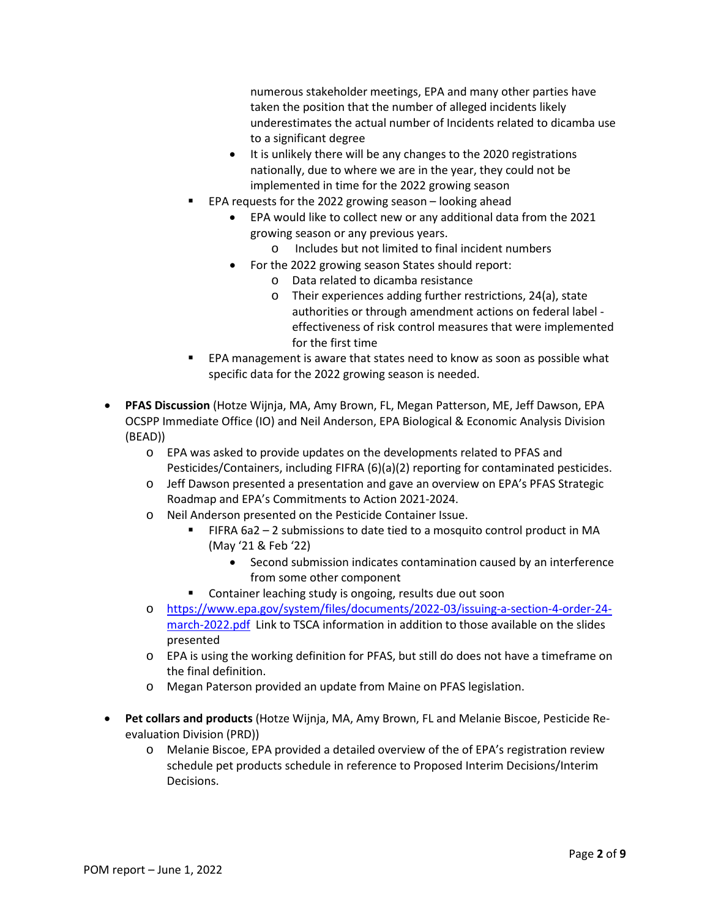numerous stakeholder meetings, EPA and many other parties have taken the position that the number of alleged incidents likely underestimates the actual number of Incidents related to dicamba use to a significant degree

    - It is unlikely there will be any changes to the 2020 registrations nationally, due to where we are in the year, they could not be implemented in time for the 2022 growing season
  - EPA requests for the 2022 growing season – looking ahead
    - EPA would like to collect new or any additional data from the 2021 growing season or any previous years.
      - Includes but not limited to final incident numbers
    - For the 2022 growing season States should report:
      - Data related to dicamba resistance
      - Their experiences adding further restrictions, 24(a), state authorities or through amendment actions on federal label - effectiveness of risk control measures that were implemented for the first time
  - EPA management is aware that states need to know as soon as possible what specific data for the 2022 growing season is needed.

- **PFAS Discussion** (Hotze Wijnja, MA, Amy Brown, FL, Megan Patterson, ME, Jeff Dawson, EPA OCSPP Immediate Office (IO) and Neil Anderson, EPA Biological & Economic Analysis Division (BEAD))
  - EPA was asked to provide updates on the developments related to PFAS and Pesticides/Containers, including FIFRA (6)(a)(2) reporting for contaminated pesticides.
  - Jeff Dawson presented a presentation and gave an overview on EPA's PFAS Strategic Roadmap and EPA's Commitments to Action 2021-2024.
  - Neil Anderson presented on the Pesticide Container Issue.
    - FIFRA 6a2 – 2 submissions to date tied to a mosquito control product in MA (May '21 & Feb '22)
      - Second submission indicates contamination caused by an interference from some other component
    - Container leaching study is ongoing, results due out soon
  - https://www.epa.gov/system/files/documents/2022-03/issuing-a-section-4-order-24-march-2022.pdf Link to TSCA information in addition to those available on the slides presented
  - EPA is using the working definition for PFAS, but still do does not have a timeframe on the final definition.
  - Megan Paterson provided an update from Maine on PFAS legislation.

- **Pet collars and products** (Hotze Wijnja, MA, Amy Brown, FL and Melanie Biscoe, Pesticide Re-evaluation Division (PRD))
  - Melanie Biscoe, EPA provided a detailed overview of the of EPA's registration review schedule pet products schedule in reference to Proposed Interim Decisions/Interim Decisions.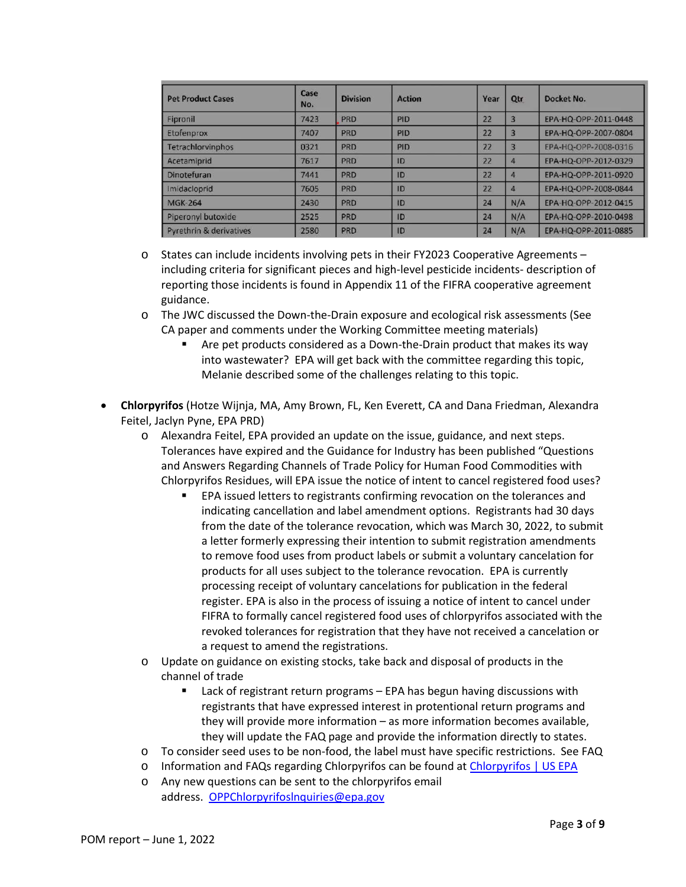| Pet Product Cases | Case No. | Division | Action | Year | Qtr | Docket No. |
|---|---|---|---|---|---|---|
| Fipronil | 7423 | PRD | PID | 22 | 3 | EPA-HQ-OPP-2011-0448 |
| Etofenprox | 7407 | PRD | PID | 22 | 3 | EPA-HQ-OPP-2007-0804 |
| Tetrachlorvinphos | 0321 | PRD | PID | 22 | 3 | EPA-HQ-OPP-2008-0316 |
| Acetamiprid | 7617 | PRD | ID | 22 | 4 | EPA-HQ-OPP-2012-0329 |
| Dinotefuran | 7441 | PRD | ID | 22 | 4 | EPA-HQ-OPP-2011-0920 |
| Imidacloprid | 7605 | PRD | ID | 22 | 4 | EPA-HQ-OPP-2008-0844 |
| MGK-264 | 2430 | PRD | ID | 24 | N/A | EPA-HQ-OPP-2012-0415 |
| Piperonyl butoxide | 2525 | PRD | ID | 24 | N/A | EPA-HQ-OPP-2010-0498 |
| Pyrethrin & derivatives | 2580 | PRD | ID | 24 | N/A | EPA-HQ-OPP-2011-0885 |

- States can include incidents involving pets in their FY2023 Cooperative Agreements – including criteria for significant pieces and high-level pesticide incidents- description of reporting those incidents is found in Appendix 11 of the FIFRA cooperative agreement guidance.
- The JWC discussed the Down-the-Drain exposure and ecological risk assessments (See CA paper and comments under the Working Committee meeting materials)
  - Are pet products considered as a Down-the-Drain product that makes its way into wastewater? EPA will get back with the committee regarding this topic, Melanie described some of the challenges relating to this topic.

- **Chlorpyrifos** (Hotze Wijnja, MA, Amy Brown, FL, Ken Everett, CA and Dana Friedman, Alexandra Feitel, Jaclyn Pyne, EPA PRD)
  - Alexandra Feitel, EPA provided an update on the issue, guidance, and next steps. Tolerances have expired and the Guidance for Industry has been published "Questions and Answers Regarding Channels of Trade Policy for Human Food Commodities with Chlorpyrifos Residues, will EPA issue the notice of intent to cancel registered food uses?
    - EPA issued letters to registrants confirming revocation on the tolerances and indicating cancellation and label amendment options. Registrants had 30 days from the date of the tolerance revocation, which was March 30, 2022, to submit a letter formerly expressing their intention to submit registration amendments to remove food uses from product labels or submit a voluntary cancelation for products for all uses subject to the tolerance revocation. EPA is currently processing receipt of voluntary cancelations for publication in the federal register. EPA is also in the process of issuing a notice of intent to cancel under FIFRA to formally cancel registered food uses of chlorpyrifos associated with the revoked tolerances for registration that they have not received a cancelation or a request to amend the registrations.
  - Update on guidance on existing stocks, take back and disposal of products in the channel of trade
    - Lack of registrant return programs – EPA has begun having discussions with registrants that have expressed interest in protentional return programs and they will provide more information – as more information becomes available, they will update the FAQ page and provide the information directly to states.
  - To consider seed uses to be non-food, the label must have specific restrictions. See FAQ
  - Information and FAQs regarding Chlorpyrifos can be found at [Chlorpyrifos | US EPA]()
  - Any new questions can be sent to the chlorpyrifos email address. [OPPChlorpyrifosInquiries@epa.gov](mailto:OPPChlorpyrifosInquiries@epa.gov)

POM report – June 1, 2022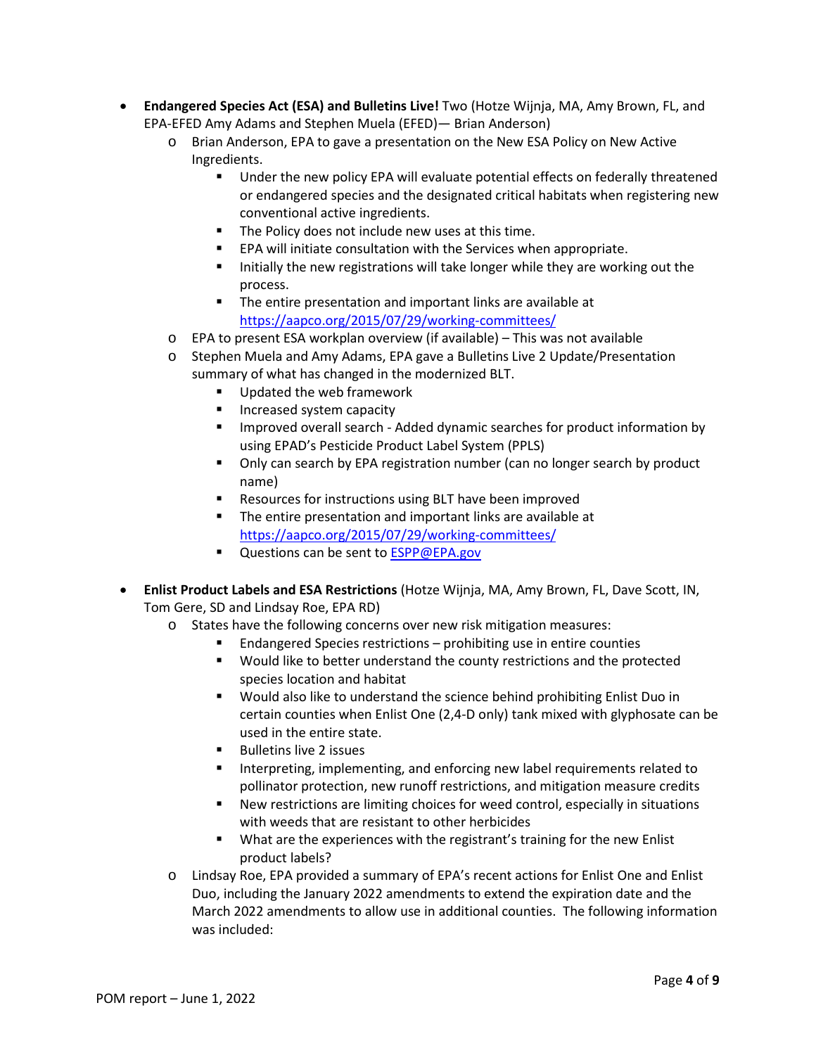- **Endangered Species Act (ESA) and Bulletins Live!** Two (Hotze Wijnja, MA, Amy Brown, FL, and EPA-EFED Amy Adams and Stephen Muela (EFED)— Brian Anderson)
  - Brian Anderson, EPA to gave a presentation on the New ESA Policy on New Active Ingredients.
    - Under the new policy EPA will evaluate potential effects on federally threatened or endangered species and the designated critical habitats when registering new conventional active ingredients.
    - The Policy does not include new uses at this time.
    - EPA will initiate consultation with the Services when appropriate.
    - Initially the new registrations will take longer while they are working out the process.
    - The entire presentation and important links are available at [https://aapco.org/2015/07/29/working-committees/](https://aapco.org/2015/07/29/working-committees/)
  - EPA to present ESA workplan overview (if available) – This was not available
  - Stephen Muela and Amy Adams, EPA gave a Bulletins Live 2 Update/Presentation summary of what has changed in the modernized BLT.
    - Updated the web framework
    - Increased system capacity
    - Improved overall search - Added dynamic searches for product information by using EPAD's Pesticide Product Label System (PPLS)
    - Only can search by EPA registration number (can no longer search by product name)
    - Resources for instructions using BLT have been improved
    - The entire presentation and important links are available at [https://aapco.org/2015/07/29/working-committees/](https://aapco.org/2015/07/29/working-committees/)
    - Questions can be sent to [ESPP@EPA.gov](mailto:ESPP@EPA.gov)

- **Enlist Product Labels and ESA Restrictions** (Hotze Wijnja, MA, Amy Brown, FL, Dave Scott, IN, Tom Gere, SD and Lindsay Roe, EPA RD)
  - States have the following concerns over new risk mitigation measures:
    - Endangered Species restrictions – prohibiting use in entire counties
    - Would like to better understand the county restrictions and the protected species location and habitat
    - Would also like to understand the science behind prohibiting Enlist Duo in certain counties when Enlist One (2,4-D only) tank mixed with glyphosate can be used in the entire state.
    - Bulletins live 2 issues
    - Interpreting, implementing, and enforcing new label requirements related to pollinator protection, new runoff restrictions, and mitigation measure credits
    - New restrictions are limiting choices for weed control, especially in situations with weeds that are resistant to other herbicides
    - What are the experiences with the registrant's training for the new Enlist product labels?
  - Lindsay Roe, EPA provided a summary of EPA's recent actions for Enlist One and Enlist Duo, including the January 2022 amendments to extend the expiration date and the March 2022 amendments to allow use in additional counties. The following information was included: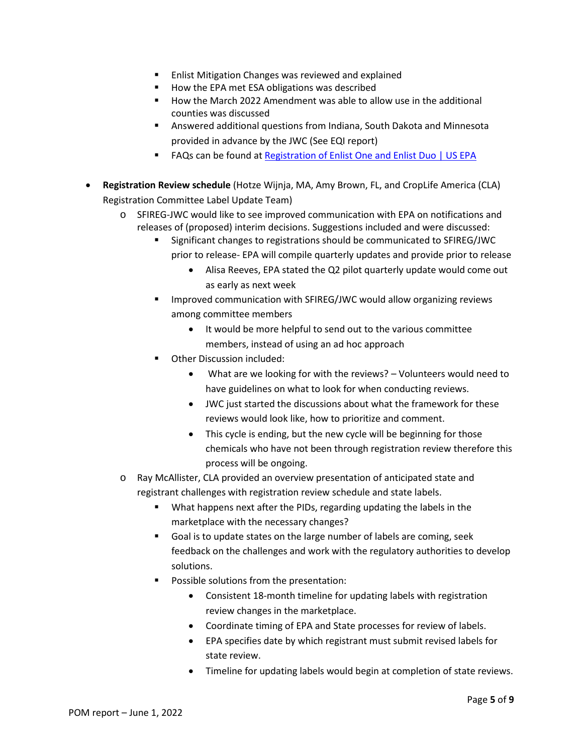- Enlist Mitigation Changes was reviewed and explained
    - How the EPA met ESA obligations was described
    - How the March 2022 Amendment was able to allow use in the additional counties was discussed
    - Answered additional questions from Indiana, South Dakota and Minnesota provided in advance by the JWC (See EQI report)
    - FAQs can be found at [Registration of Enlist One and Enlist Duo | US EPA]

- **Registration Review schedule** (Hotze Wijnja, MA, Amy Brown, FL, and CropLife America (CLA) Registration Committee Label Update Team)
  - SFIREG-JWC would like to see improved communication with EPA on notifications and releases of (proposed) interim decisions. Suggestions included and were discussed:
    - Significant changes to registrations should be communicated to SFIREG/JWC prior to release- EPA will compile quarterly updates and provide prior to release
      - Alisa Reeves, EPA stated the Q2 pilot quarterly update would come out as early as next week
    - Improved communication with SFIREG/JWC would allow organizing reviews among committee members
      - It would be more helpful to send out to the various committee members, instead of using an ad hoc approach
    - Other Discussion included:
      - What are we looking for with the reviews? – Volunteers would need to have guidelines on what to look for when conducting reviews.
      - JWC just started the discussions about what the framework for these reviews would look like, how to prioritize and comment.
      - This cycle is ending, but the new cycle will be beginning for those chemicals who have not been through registration review therefore this process will be ongoing.
  - Ray McAllister, CLA provided an overview presentation of anticipated state and registrant challenges with registration review schedule and state labels.
    - What happens next after the PIDs, regarding updating the labels in the marketplace with the necessary changes?
    - Goal is to update states on the large number of labels are coming, seek feedback on the challenges and work with the regulatory authorities to develop solutions.
    - Possible solutions from the presentation:
      - Consistent 18-month timeline for updating labels with registration review changes in the marketplace.
      - Coordinate timing of EPA and State processes for review of labels.
      - EPA specifies date by which registrant must submit revised labels for state review.
      - Timeline for updating labels would begin at completion of state reviews.

POM report – June 1, 2022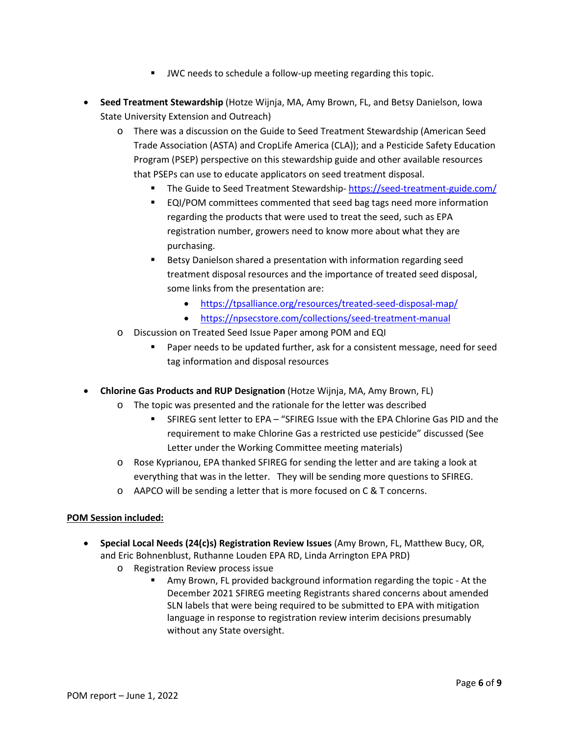- JWC needs to schedule a follow-up meeting regarding this topic.

- **Seed Treatment Stewardship** (Hotze Wijnja, MA, Amy Brown, FL, and Betsy Danielson, Iowa State University Extension and Outreach)
    - There was a discussion on the Guide to Seed Treatment Stewardship (American Seed Trade Association (ASTA) and CropLife America (CLA)); and a Pesticide Safety Education Program (PSEP) perspective on this stewardship guide and other available resources that PSEPs can use to educate applicators on seed treatment disposal.
        - The Guide to Seed Treatment Stewardship- https://seed-treatment-guide.com/
        - EQI/POM committees commented that seed bag tags need more information regarding the products that were used to treat the seed, such as EPA registration number, growers need to know more about what they are purchasing.
        - Betsy Danielson shared a presentation with information regarding seed treatment disposal resources and the importance of treated seed disposal, some links from the presentation are:
            - https://tpsalliance.org/resources/treated-seed-disposal-map/
            - https://npsecstore.com/collections/seed-treatment-manual
    - Discussion on Treated Seed Issue Paper among POM and EQI
        - Paper needs to be updated further, ask for a consistent message, need for seed tag information and disposal resources

- **Chlorine Gas Products and RUP Designation** (Hotze Wijnja, MA, Amy Brown, FL)
    - The topic was presented and the rationale for the letter was described
        - SFIREG sent letter to EPA – "SFIREG Issue with the EPA Chlorine Gas PID and the requirement to make Chlorine Gas a restricted use pesticide" discussed (See Letter under the Working Committee meeting materials)
    - Rose Kyprianou, EPA thanked SFIREG for sending the letter and are taking a look at everything that was in the letter. They will be sending more questions to SFIREG.
    - AAPCO will be sending a letter that is more focused on C & T concerns.

**POM Session included:**

- **Special Local Needs (24(c)s) Registration Review Issues** (Amy Brown, FL, Matthew Bucy, OR, and Eric Bohnenblust, Ruthanne Louden EPA RD, Linda Arrington EPA PRD)
    - Registration Review process issue
        - Amy Brown, FL provided background information regarding the topic - At the December 2021 SFIREG meeting Registrants shared concerns about amended SLN labels that were being required to be submitted to EPA with mitigation language in response to registration review interim decisions presumably without any State oversight.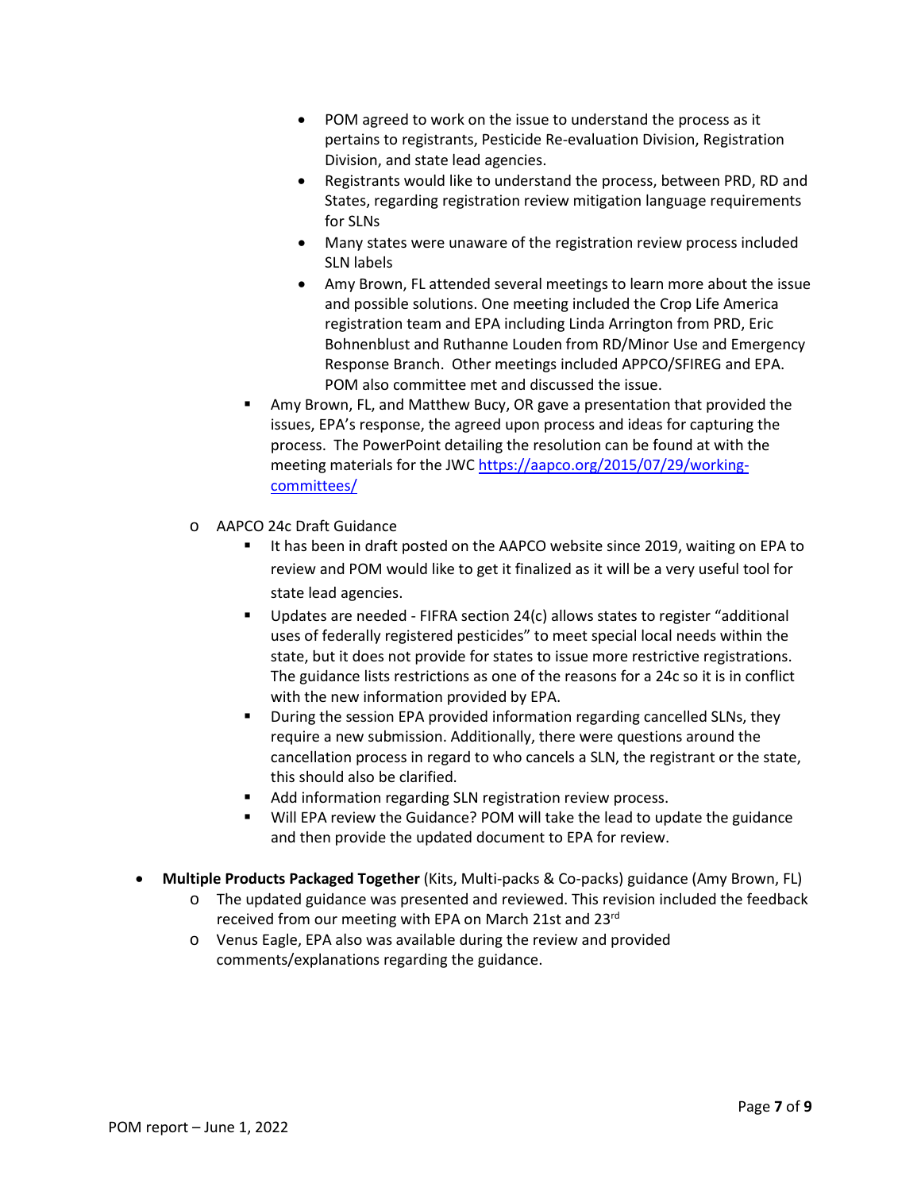- POM agreed to work on the issue to understand the process as it pertains to registrants, Pesticide Re-evaluation Division, Registration Division, and state lead agencies.
        - Registrants would like to understand the process, between PRD, RD and States, regarding registration review mitigation language requirements for SLNs
        - Many states were unaware of the registration review process included SLN labels
        - Amy Brown, FL attended several meetings to learn more about the issue and possible solutions. One meeting included the Crop Life America registration team and EPA including Linda Arrington from PRD, Eric Bohnenblust and Ruthanne Louden from RD/Minor Use and Emergency Response Branch. Other meetings included APPCO/SFIREG and EPA. POM also committee met and discussed the issue.
      - Amy Brown, FL, and Matthew Bucy, OR gave a presentation that provided the issues, EPA's response, the agreed upon process and ideas for capturing the process. The PowerPoint detailing the resolution can be found at with the meeting materials for the JWC [https://aapco.org/2015/07/29/working-committees/](https://aapco.org/2015/07/29/working-committees/)

  - AAPCO 24c Draft Guidance
    - It has been in draft posted on the AAPCO website since 2019, waiting on EPA to review and POM would like to get it finalized as it will be a very useful tool for state lead agencies.
    - Updates are needed - FIFRA section 24(c) allows states to register "additional uses of federally registered pesticides" to meet special local needs within the state, but it does not provide for states to issue more restrictive registrations. The guidance lists restrictions as one of the reasons for a 24c so it is in conflict with the new information provided by EPA.
    - During the session EPA provided information regarding cancelled SLNs, they require a new submission. Additionally, there were questions around the cancellation process in regard to who cancels a SLN, the registrant or the state, this should also be clarified.
    - Add information regarding SLN registration review process.
    - Will EPA review the Guidance? POM will take the lead to update the guidance and then provide the updated document to EPA for review.

- **Multiple Products Packaged Together** (Kits, Multi-packs & Co-packs) guidance (Amy Brown, FL)
  - The updated guidance was presented and reviewed. This revision included the feedback received from our meeting with EPA on March 21st and 23rd
  - Venus Eagle, EPA also was available during the review and provided comments/explanations regarding the guidance.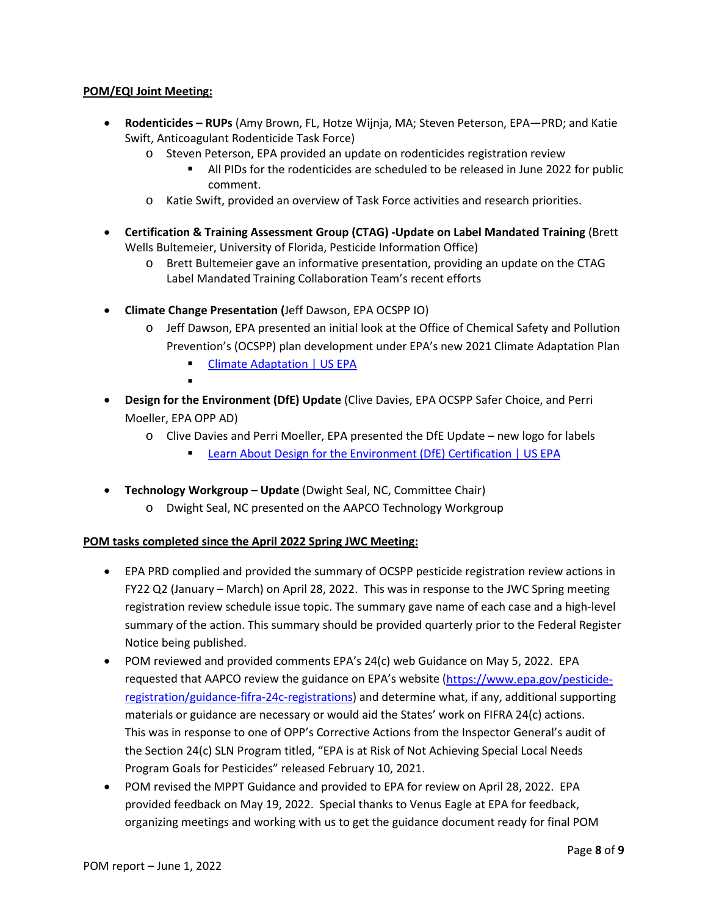**POM/EQI Joint Meeting:**

- **Rodenticides – RUPs** (Amy Brown, FL, Hotze Wijnja, MA; Steven Peterson, EPA—PRD; and Katie Swift, Anticoagulant Rodenticide Task Force)
  - Steven Peterson, EPA provided an update on rodenticides registration review
    - All PIDs for the rodenticides are scheduled to be released in June 2022 for public comment.
  - Katie Swift, provided an overview of Task Force activities and research priorities.

- **Certification & Training Assessment Group (CTAG) -Update on Label Mandated Training** (Brett Wells Bultemeier, University of Florida, Pesticide Information Office)
  - Brett Bultemeier gave an informative presentation, providing an update on the CTAG Label Mandated Training Collaboration Team's recent efforts

- **Climate Change Presentation (**Jeff Dawson, EPA OCSPP IO)
  - Jeff Dawson, EPA presented an initial look at the Office of Chemical Safety and Pollution Prevention's (OCSPP) plan development under EPA's new 2021 Climate Adaptation Plan
    - [Climate Adaptation | US EPA]()
    - 

- **Design for the Environment (DfE) Update** (Clive Davies, EPA OCSPP Safer Choice, and Perri Moeller, EPA OPP AD)
  - Clive Davies and Perri Moeller, EPA presented the DfE Update – new logo for labels
    - [Learn About Design for the Environment (DfE) Certification | US EPA]()

- **Technology Workgroup – Update** (Dwight Seal, NC, Committee Chair)
  - Dwight Seal, NC presented on the AAPCO Technology Workgroup

**POM tasks completed since the April 2022 Spring JWC Meeting:**

- EPA PRD complied and provided the summary of OCSPP pesticide registration review actions in FY22 Q2 (January – March) on April 28, 2022. This was in response to the JWC Spring meeting registration review schedule issue topic. The summary gave name of each case and a high-level summary of the action. This summary should be provided quarterly prior to the Federal Register Notice being published.
- POM reviewed and provided comments EPA's 24(c) web Guidance on May 5, 2022. EPA requested that AAPCO review the guidance on EPA's website (https://www.epa.gov/pesticide-registration/guidance-fifra-24c-registrations) and determine what, if any, additional supporting materials or guidance are necessary or would aid the States' work on FIFRA 24(c) actions. This was in response to one of OPP's Corrective Actions from the Inspector General's audit of the Section 24(c) SLN Program titled, "EPA is at Risk of Not Achieving Special Local Needs Program Goals for Pesticides" released February 10, 2021.
- POM revised the MPPT Guidance and provided to EPA for review on April 28, 2022. EPA provided feedback on May 19, 2022. Special thanks to Venus Eagle at EPA for feedback, organizing meetings and working with us to get the guidance document ready for final POM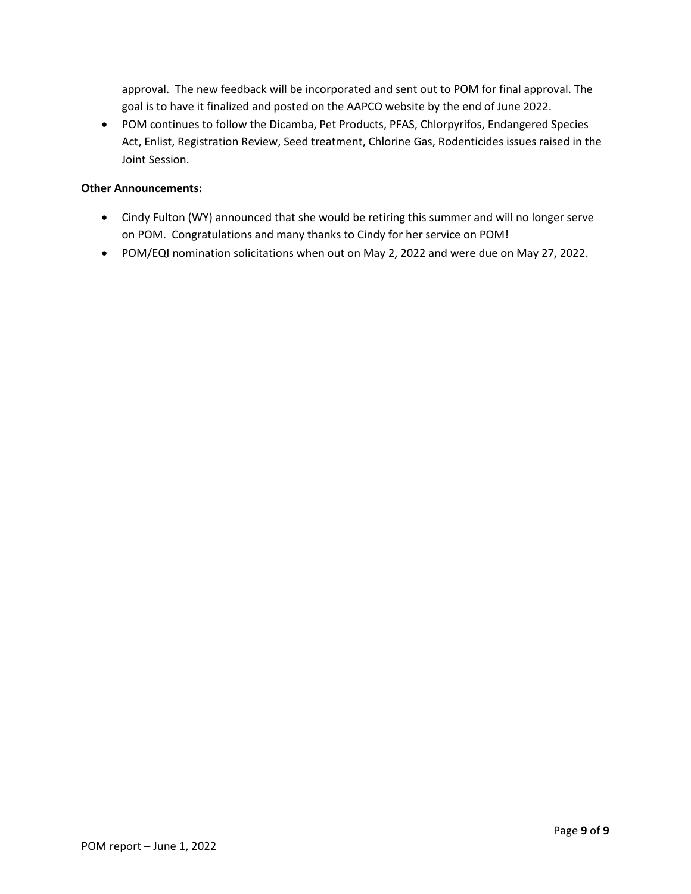approval. The new feedback will be incorporated and sent out to POM for final approval. The goal is to have it finalized and posted on the AAPCO website by the end of June 2022.

- POM continues to follow the Dicamba, Pet Products, PFAS, Chlorpyrifos, Endangered Species Act, Enlist, Registration Review, Seed treatment, Chlorine Gas, Rodenticides issues raised in the Joint Session.

**Other Announcements:**

- Cindy Fulton (WY) announced that she would be retiring this summer and will no longer serve on POM. Congratulations and many thanks to Cindy for her service on POM!
- POM/EQI nomination solicitations when out on May 2, 2022 and were due on May 27, 2022.